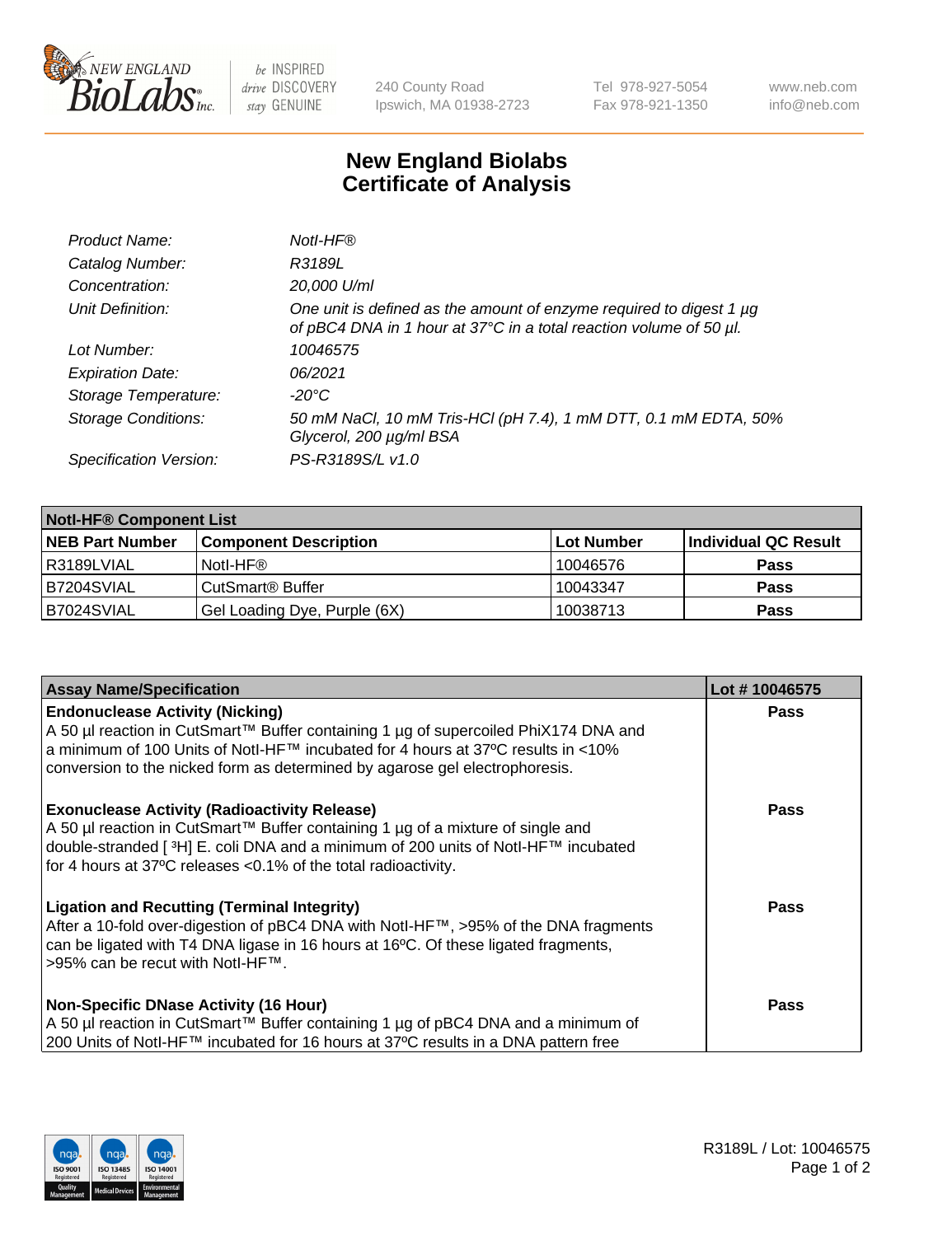New England BioLabs Inc. — be INSPIRED drive DISCOVERY stay GENUINE

240 County Road
Ipswich, MA 01938-2723

Tel 978-927-5054
Fax 978-921-1350

www.neb.com
info@neb.com

# New England Biolabs Certificate of Analysis

| | |
|---|---|
| *Product Name:* | *NotI-HF®* |
| *Catalog Number:* | *R3189L* |
| *Concentration:* | *20,000 U/ml* |
| *Unit Definition:* | *One unit is defined as the amount of enzyme required to digest 1 µg of pBC4 DNA in 1 hour at 37°C in a total reaction volume of 50 µl.* |
| *Lot Number:* | *10046575* |
| *Expiration Date:* | *06/2021* |
| *Storage Temperature:* | *-20°C* |
| *Storage Conditions:* | *50 mM NaCl, 10 mM Tris-HCl (pH 7.4), 1 mM DTT, 0.1 mM EDTA, 50% Glycerol, 200 µg/ml BSA* |
| *Specification Version:* | *PS-R3189S/L v1.0* |

| **NotI-HF® Component List** | | | |
|---|---|---|---|
| **NEB Part Number** | **Component Description** | **Lot Number** | **Individual QC Result** |
| R3189LVIAL | NotI-HF® | 10046576 | **Pass** |
| B7204SVIAL | CutSmart® Buffer | 10043347 | **Pass** |
| B7024SVIAL | Gel Loading Dye, Purple (6X) | 10038713 | **Pass** |

| **Assay Name/Specification** | **Lot # 10046575** |
|---|---|
| **Endonuclease Activity (Nicking)** A 50 µl reaction in CutSmart™ Buffer containing 1 µg of supercoiled PhiX174 DNA and a minimum of 100 Units of NotI-HF™ incubated for 4 hours at 37ºC results in <10% conversion to the nicked form as determined by agarose gel electrophoresis. | **Pass** |
| **Exonuclease Activity (Radioactivity Release)** A 50 µl reaction in CutSmart™ Buffer containing 1 µg of a mixture of single and double-stranded [ $^3$H] E. coli DNA and a minimum of 200 units of NotI-HF™ incubated for 4 hours at 37ºC releases <0.1% of the total radioactivity. | **Pass** |
| **Ligation and Recutting (Terminal Integrity)** After a 10-fold over-digestion of pBC4 DNA with NotI-HF™, >95% of the DNA fragments can be ligated with T4 DNA ligase in 16 hours at 16ºC. Of these ligated fragments, >95% can be recut with NotI-HF™. | **Pass** |
| **Non-Specific DNase Activity (16 Hour)** A 50 µl reaction in CutSmart™ Buffer containing 1 µg of pBC4 DNA and a minimum of 200 Units of NotI-HF™ incubated for 16 hours at 37ºC results in a DNA pattern free | **Pass** |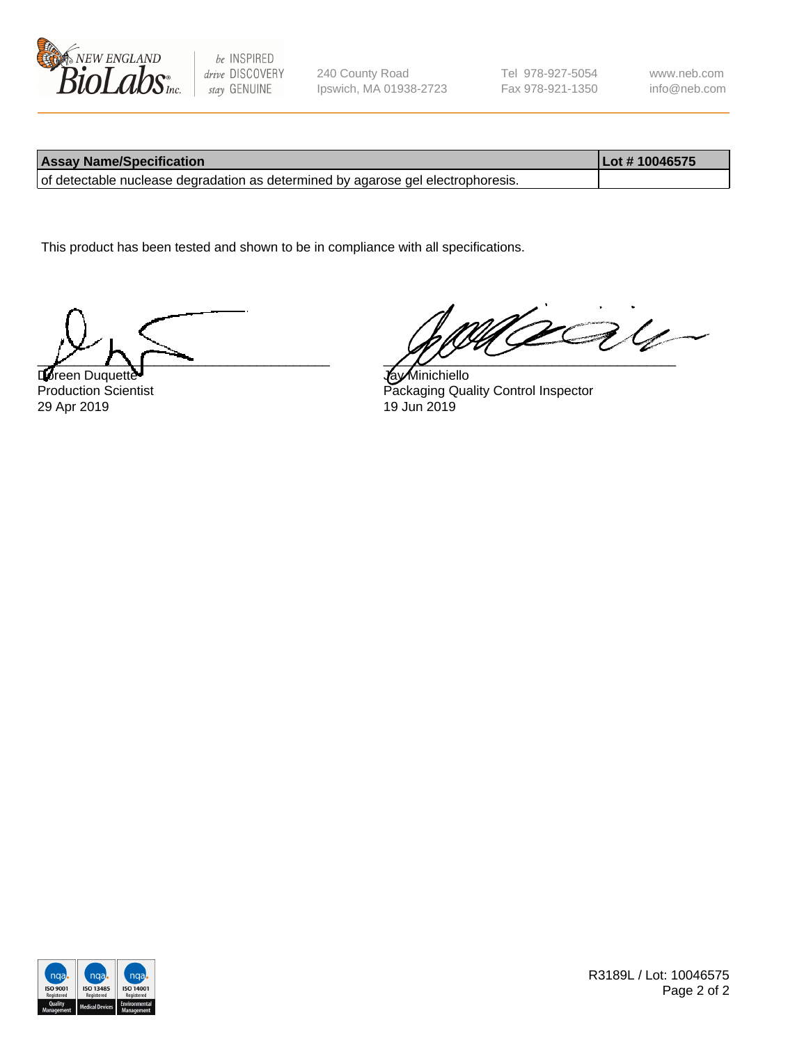| Assay Name/Specification | Lot # 10046575 |
| --- | --- |
| of detectable nuclease degradation as determined by agarose gel electrophoresis. | |

This product has been tested and shown to be in compliance with all specifications.

Doreen Duquette
Production Scientist
29 Apr 2019

Jay Minichiello
Packaging Quality Control Inspector
19 Jun 2019

R3189L / Lot: 10046575